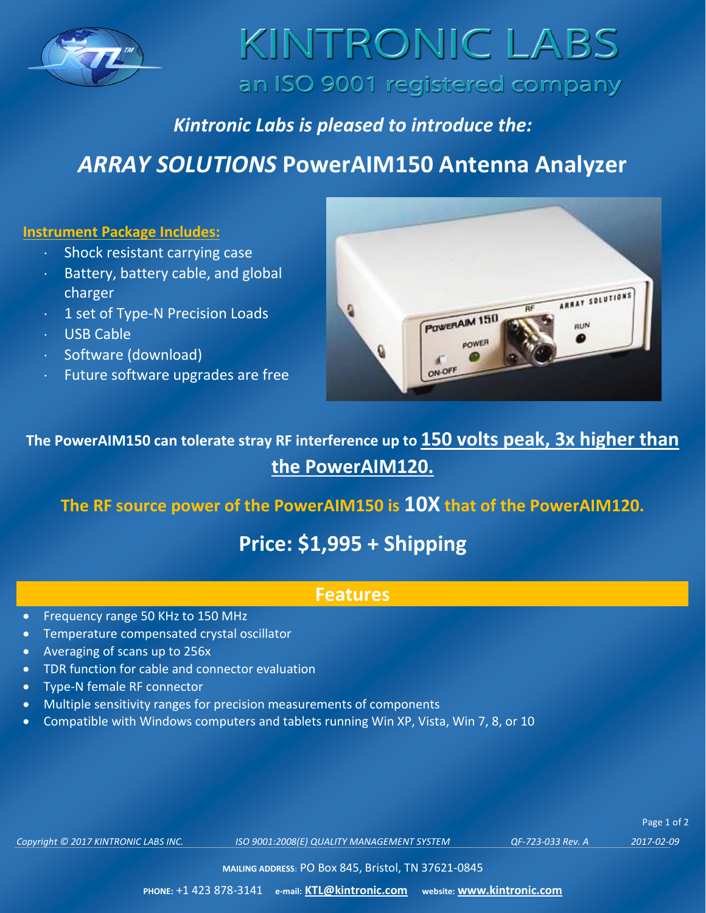# KINTRONIC LABS

an ISO 9001 registered company

*Kintronic Labs is pleased to introduce the:*

## *ARRAY SOLUTIONS* PowerAIM150 Antenna Analyzer

**Instrument Package Includes:**

- Shock resistant carrying case
- Battery, battery cable, and global charger
- 1 set of Type-N Precision Loads
- USB Cable
- Software (download)
- Future software upgrades are free

**The PowerAIM150 can tolerate stray RF interference up to 150 volts peak, 3x higher than the PowerAIM120.**

**The RF source power of the PowerAIM150 is 10X that of the PowerAIM120.**

## Price: $1,995 + Shipping

## Features

- Frequency range 50 KHz to 150 MHz
- Temperature compensated crystal oscillator
- Averaging of scans up to 256x
- TDR function for cable and connector evaluation
- Type-N female RF connector
- Multiple sensitivity ranges for precision measurements of components
- Compatible with Windows computers and tablets running Win XP, Vista, Win 7, 8, or 10

*Copyright © 2017 KINTRONIC LABS INC.* *ISO 9001:2008(E) QUALITY MANAGEMENT SYSTEM* *QF-723-033 Rev. A* *2017-02-09*

**MAILING ADDRESS**: PO Box 845, Bristol, TN 37621-0845

**PHONE:** +1 423 878-3141 **e-mail: KTL@kintronic.com** **website: www.kintronic.com**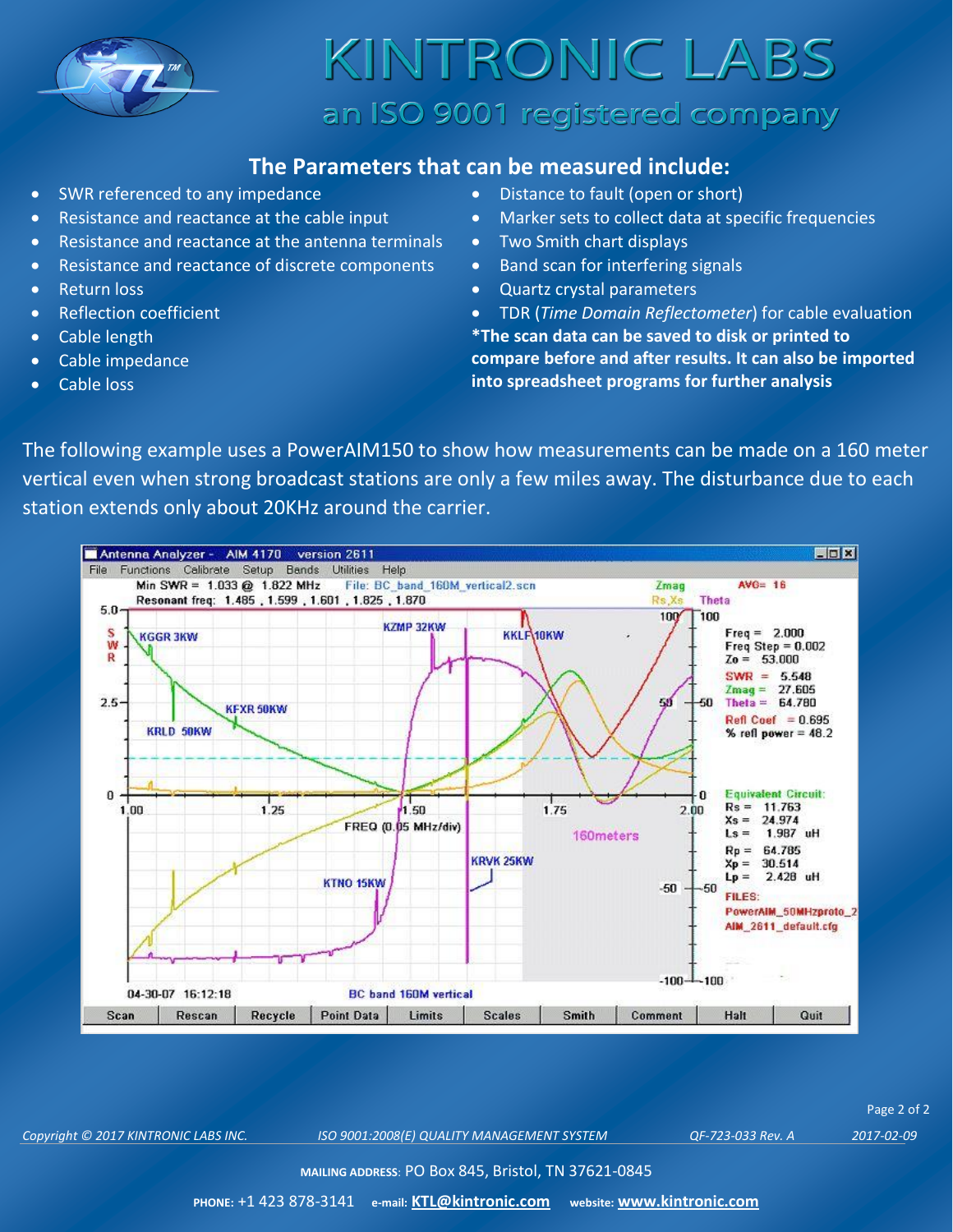# KINTRONIC LABS

an ISO 9001 registered company

## The Parameters that can be measured include:

- SWR referenced to any impedance
- Resistance and reactance at the cable input
- Resistance and reactance at the antenna terminals
- Resistance and reactance of discrete components
- Return loss
- Reflection coefficient
- Cable length
- Cable impedance
- Cable loss
- Distance to fault (open or short)
- Marker sets to collect data at specific frequencies
- Two Smith chart displays
- Band scan for interfering signals
- Quartz crystal parameters
- TDR (*Time Domain Reflectometer*) for cable evaluation

**\*The scan data can be saved to disk or printed to compare before and after results. It can also be imported into spreadsheet programs for further analysis**

The following example uses a PowerAIM150 to show how measurements can be made on a 160 meter vertical even when strong broadcast stations are only a few miles away. The disturbance due to each station extends only about 20KHz around the carrier.

Antenna Analyzer - AIM 4170 version 2611
File Functions Calibrate Setup Bands Utilities Help
Min SWR = 1.033 @ 1.822 MHz File: BC_band_160M_vertical2.scn
Resonant freq: 1.485 , 1.599 , 1.601 , 1.825 , 1.870
Zmag
Rs,Xs
Theta
AVG= 16
SWR
5.0
2.5
0
KGGR 3KW
KRLD 50KW
KFXR 50KW
KZMP 32KW
KKLF 10KW
KTNO 15KW
KRVK 25KW
160meters
1.00
1.25
1.50
1.75
2.00
FREQ (0.05 MHz/div)
100
50
-50
-100
Freq = 2.000
Freq Step = 0.002
Zo = 53.000
SWR = 5.548
Zmag = 27.605
Theta = 64.780
Refl Coef = 0.695
% refl power = 48.2
Equivalent Circuit:
Rs = 11.763
Xs = 24.974
Ls = 1.987 uH
Rp = 64.785
Xp = 30.514
Lp = 2.428 uH
FILES:
PowerAIM_50MHzproto_2
AIM_2611_default.cfg
04-30-07 16:12:18
BC band 160M vertical
Scan Rescan Recycle Point Data Limits Scales Smith Comment Halt Quit

*Copyright © 2017 KINTRONIC LABS INC.* *ISO 9001:2008(E) QUALITY MANAGEMENT SYSTEM* *QF-723-033 Rev. A* *2017-02-09*

**MAILING ADDRESS**: PO Box 845, Bristol, TN 37621-0845

**PHONE:** +1 423 878-3141 **e-mail: KTL@kintronic.com** **website: www.kintronic.com**